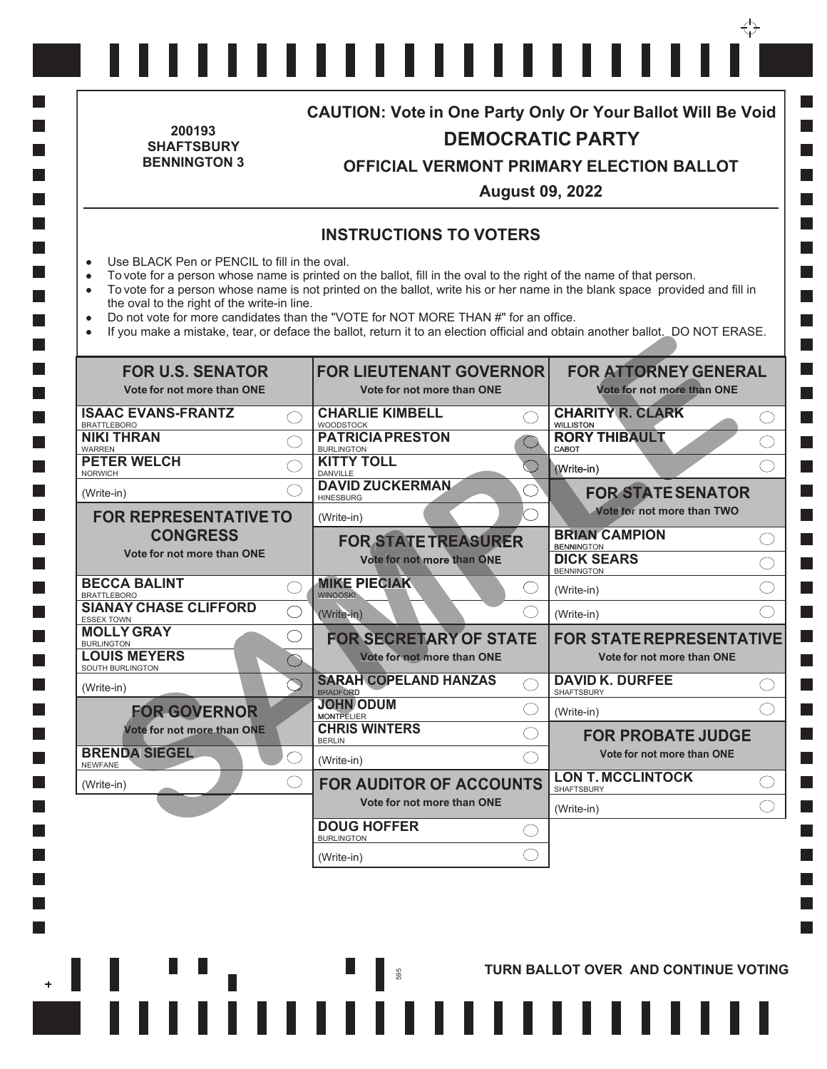200193
SHAFTSBURY
BENNINGTON 3

**CAUTION: Vote in One Party Only Or Your Ballot Will Be Void**

# DEMOCRATIC PARTY

## OFFICIAL VERMONT PRIMARY ELECTION BALLOT

**August 09, 2022**

## INSTRUCTIONS TO VOTERS

- Use BLACK Pen or PENCIL to fill in the oval.
- To vote for a person whose name is printed on the ballot, fill in the oval to the right of the name of that person.
- To vote for a person whose name is not printed on the ballot, write his or her name in the blank space provided and fill in the oval to the right of the write-in line.
- Do not vote for more candidates than the "VOTE for NOT MORE THAN #" for an office.
- If you make a mistake, tear, or deface the ballot, return it to an election official and obtain another ballot. DO NOT ERASE.

SAMPLE

### FOR U.S. SENATOR
Vote for not more than ONE

- ISAAC EVANS-FRANTZ — BRATTLEBORO
- NIKI THRAN — WARREN
- PETER WELCH — NORWICH
- (Write-in)

### FOR REPRESENTATIVE TO CONGRESS
Vote for not more than ONE

- BECCA BALINT — BRATTLEBORO
- SIANAY CHASE CLIFFORD — ESSEX TOWN
- MOLLY GRAY — BURLINGTON
- LOUIS MEYERS — SOUTH BURLINGTON
- (Write-in)

### FOR GOVERNOR
Vote for not more than ONE

- BRENDA SIEGEL — NEWFANE
- (Write-in)

### FOR LIEUTENANT GOVERNOR
Vote for not more than ONE

- CHARLIE KIMBELL — WOODSTOCK
- PATRICIA PRESTON — BURLINGTON
- KITTY TOLL — DANVILLE
- DAVID ZUCKERMAN — HINESBURG
- (Write-in)

### FOR STATE TREASURER
Vote for not more than ONE

- MIKE PIECIAK — WINOOSKI
- (Write-in)

### FOR SECRETARY OF STATE
Vote for not more than ONE

- SARAH COPELAND HANZAS — BRADFORD
- JOHN ODUM — MONTPELIER
- CHRIS WINTERS — BERLIN
- (Write-in)

### FOR AUDITOR OF ACCOUNTS
Vote for not more than ONE

- DOUG HOFFER — BURLINGTON
- (Write-in)

### FOR ATTORNEY GENERAL
Vote for not more than ONE

- CHARITY R. CLARK — WILLISTON
- RORY THIBAULT — CABOT
- (Write-in)

### FOR STATE SENATOR
Vote for not more than TWO

- BRIAN CAMPION — BENNINGTON
- DICK SEARS — BENNINGTON
- (Write-in)
- (Write-in)

### FOR STATE REPRESENTATIVE
Vote for not more than ONE

- DAVID K. DURFEE — SHAFTSBURY
- (Write-in)

### FOR PROBATE JUDGE
Vote for not more than ONE

- LON T. MCCLINTOCK — SHAFTSBURY
- (Write-in)

595

**TURN BALLOT OVER AND CONTINUE VOTING**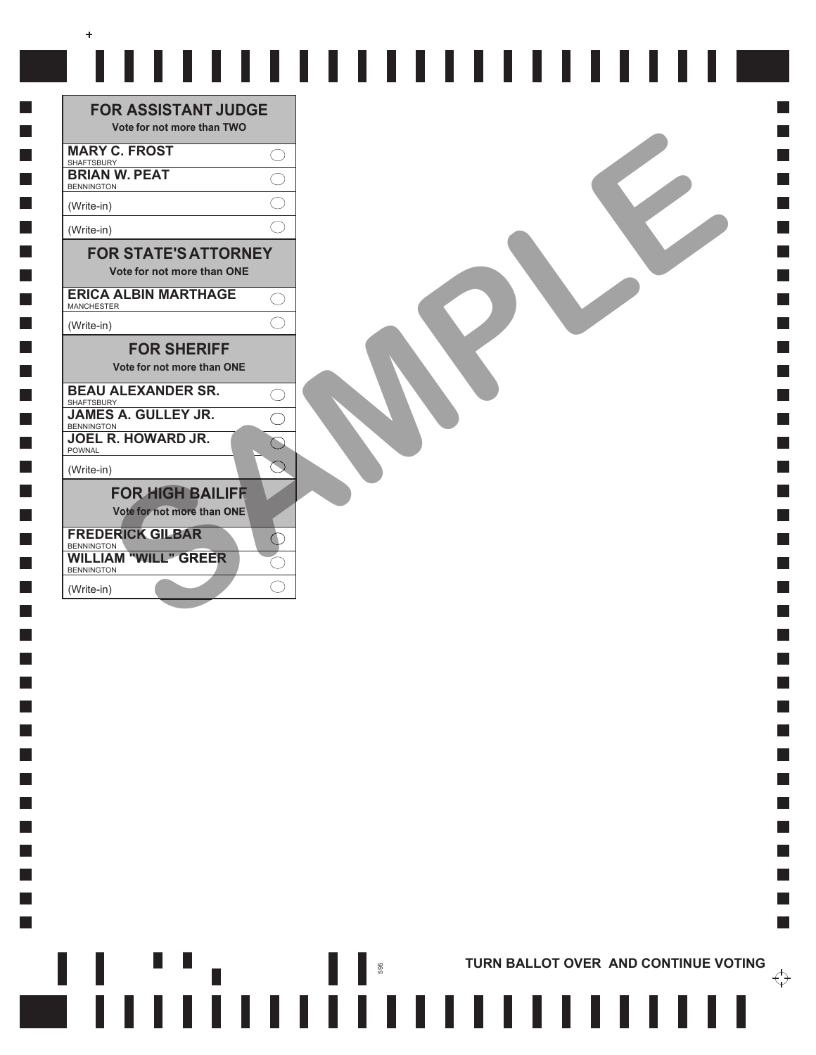## FOR ASSISTANT JUDGE

**Vote for not more than TWO**

- **MARY C. FROST** — SHAFTSBURY
- **BRIAN W. PEAT** — BENNINGTON
- (Write-in)
- (Write-in)

## FOR STATE'S ATTORNEY

**Vote for not more than ONE**

- **ERICA ALBIN MARTHAGE** — MANCHESTER
- (Write-in)

## FOR SHERIFF

**Vote for not more than ONE**

- **BEAU ALEXANDER SR.** — SHAFTSBURY
- **JAMES A. GULLEY JR.** — BENNINGTON
- **JOEL R. HOWARD JR.** — POWNAL
- (Write-in)

## FOR HIGH BAILIFF

**Vote for not more than ONE**

- **FREDERICK GILBAR** — BENNINGTON
- **WILLIAM "WILL" GREER** — BENNINGTON
- (Write-in)

SAMPLE

595

**TURN BALLOT OVER AND CONTINUE VOTING**